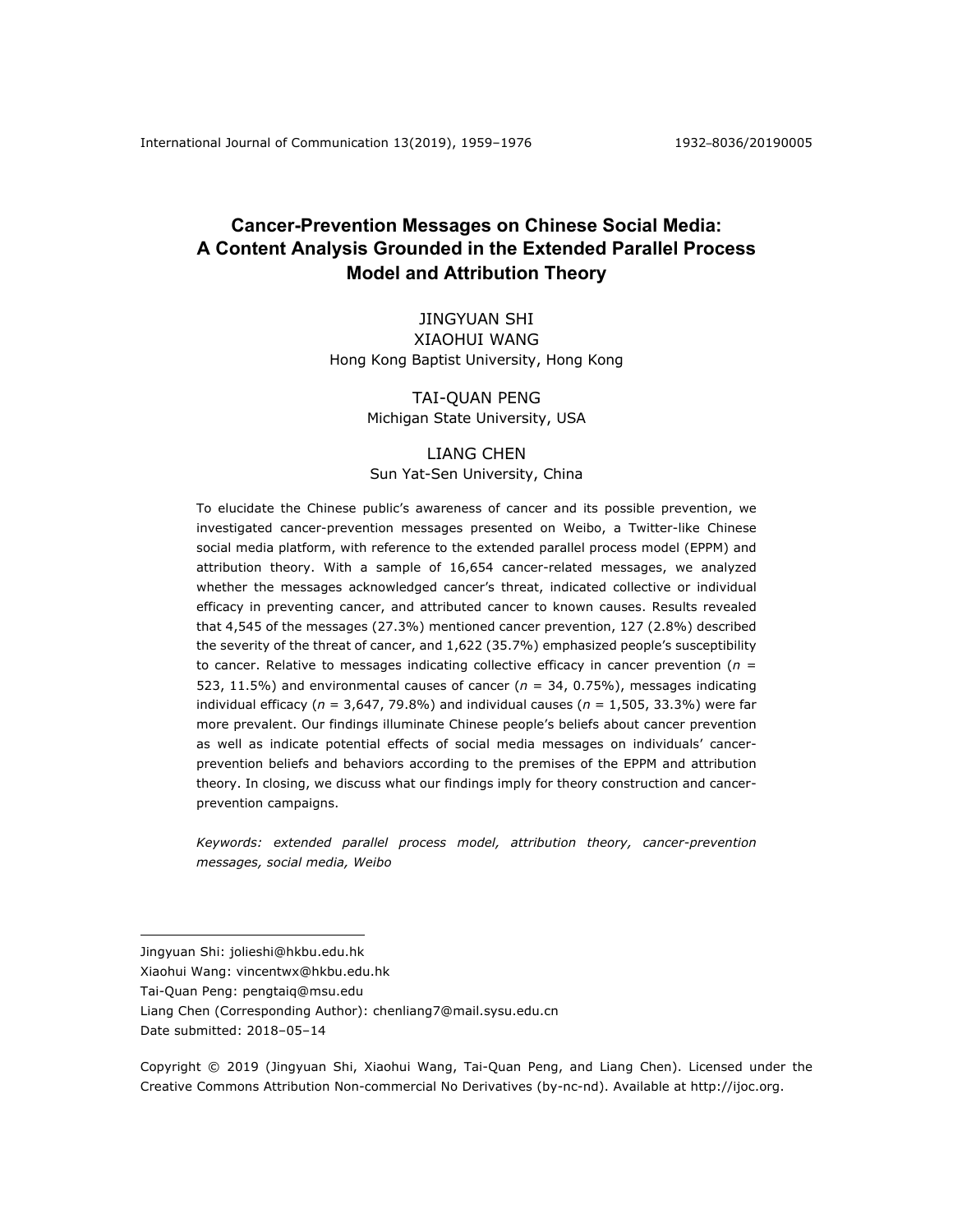# Cancer-Prevention Messages on Chinese Social Media: A Content Analysis Grounded in the Extended Parallel Process Model and Attribution Theory

JINGYUAN SHI
XIAOHUI WANG
Hong Kong Baptist University, Hong Kong

TAI-QUAN PENG
Michigan State University, USA

LIANG CHEN
Sun Yat-Sen University, China

To elucidate the Chinese public's awareness of cancer and its possible prevention, we investigated cancer-prevention messages presented on Weibo, a Twitter-like Chinese social media platform, with reference to the extended parallel process model (EPPM) and attribution theory. With a sample of 16,654 cancer-related messages, we analyzed whether the messages acknowledged cancer's threat, indicated collective or individual efficacy in preventing cancer, and attributed cancer to known causes. Results revealed that 4,545 of the messages (27.3%) mentioned cancer prevention, 127 (2.8%) described the severity of the threat of cancer, and 1,622 (35.7%) emphasized people's susceptibility to cancer. Relative to messages indicating collective efficacy in cancer prevention (*n* = 523, 11.5%) and environmental causes of cancer (*n* = 34, 0.75%), messages indicating individual efficacy (*n* = 3,647, 79.8%) and individual causes (*n* = 1,505, 33.3%) were far more prevalent. Our findings illuminate Chinese people's beliefs about cancer prevention as well as indicate potential effects of social media messages on individuals' cancer-prevention beliefs and behaviors according to the premises of the EPPM and attribution theory. In closing, we discuss what our findings imply for theory construction and cancer-prevention campaigns.

*Keywords: extended parallel process model, attribution theory, cancer-prevention messages, social media, Weibo*

---

Jingyuan Shi: jolieshi@hkbu.edu.hk
Xiaohui Wang: vincentwx@hkbu.edu.hk
Tai-Quan Peng: pengtaiq@msu.edu
Liang Chen (Corresponding Author): chenliang7@mail.sysu.edu.cn
Date submitted: 2018–05–14

Copyright © 2019 (Jingyuan Shi, Xiaohui Wang, Tai-Quan Peng, and Liang Chen). Licensed under the Creative Commons Attribution Non-commercial No Derivatives (by-nc-nd). Available at http://ijoc.org.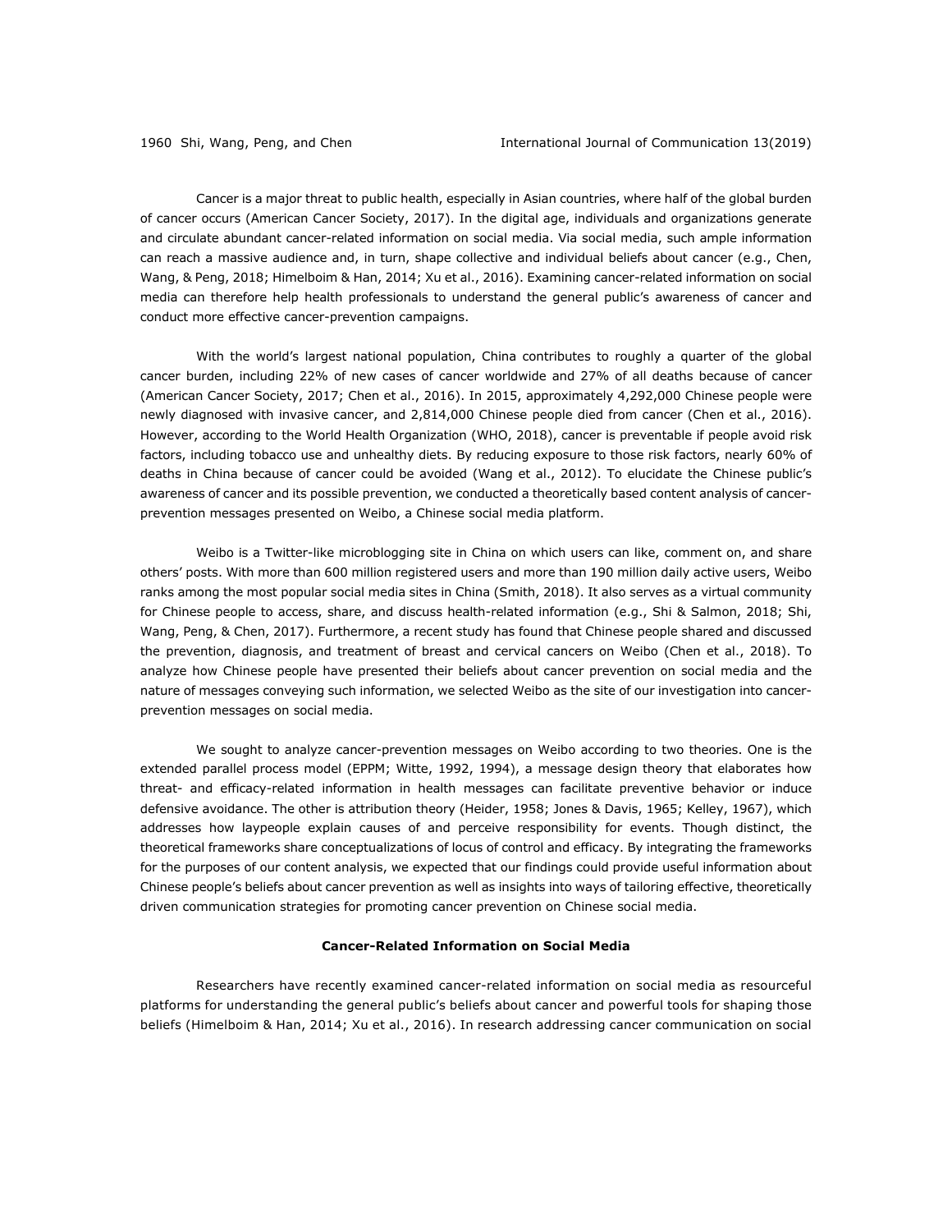Cancer is a major threat to public health, especially in Asian countries, where half of the global burden of cancer occurs (American Cancer Society, 2017). In the digital age, individuals and organizations generate and circulate abundant cancer-related information on social media. Via social media, such ample information can reach a massive audience and, in turn, shape collective and individual beliefs about cancer (e.g., Chen, Wang, & Peng, 2018; Himelboim & Han, 2014; Xu et al., 2016). Examining cancer-related information on social media can therefore help health professionals to understand the general public's awareness of cancer and conduct more effective cancer-prevention campaigns.

With the world's largest national population, China contributes to roughly a quarter of the global cancer burden, including 22% of new cases of cancer worldwide and 27% of all deaths because of cancer (American Cancer Society, 2017; Chen et al., 2016). In 2015, approximately 4,292,000 Chinese people were newly diagnosed with invasive cancer, and 2,814,000 Chinese people died from cancer (Chen et al., 2016). However, according to the World Health Organization (WHO, 2018), cancer is preventable if people avoid risk factors, including tobacco use and unhealthy diets. By reducing exposure to those risk factors, nearly 60% of deaths in China because of cancer could be avoided (Wang et al., 2012). To elucidate the Chinese public's awareness of cancer and its possible prevention, we conducted a theoretically based content analysis of cancer-prevention messages presented on Weibo, a Chinese social media platform.

Weibo is a Twitter-like microblogging site in China on which users can like, comment on, and share others' posts. With more than 600 million registered users and more than 190 million daily active users, Weibo ranks among the most popular social media sites in China (Smith, 2018). It also serves as a virtual community for Chinese people to access, share, and discuss health-related information (e.g., Shi & Salmon, 2018; Shi, Wang, Peng, & Chen, 2017). Furthermore, a recent study has found that Chinese people shared and discussed the prevention, diagnosis, and treatment of breast and cervical cancers on Weibo (Chen et al., 2018). To analyze how Chinese people have presented their beliefs about cancer prevention on social media and the nature of messages conveying such information, we selected Weibo as the site of our investigation into cancer-prevention messages on social media.

We sought to analyze cancer-prevention messages on Weibo according to two theories. One is the extended parallel process model (EPPM; Witte, 1992, 1994), a message design theory that elaborates how threat- and efficacy-related information in health messages can facilitate preventive behavior or induce defensive avoidance. The other is attribution theory (Heider, 1958; Jones & Davis, 1965; Kelley, 1967), which addresses how laypeople explain causes of and perceive responsibility for events. Though distinct, the theoretical frameworks share conceptualizations of locus of control and efficacy. By integrating the frameworks for the purposes of our content analysis, we expected that our findings could provide useful information about Chinese people's beliefs about cancer prevention as well as insights into ways of tailoring effective, theoretically driven communication strategies for promoting cancer prevention on Chinese social media.

## Cancer-Related Information on Social Media

Researchers have recently examined cancer-related information on social media as resourceful platforms for understanding the general public's beliefs about cancer and powerful tools for shaping those beliefs (Himelboim & Han, 2014; Xu et al., 2016). In research addressing cancer communication on social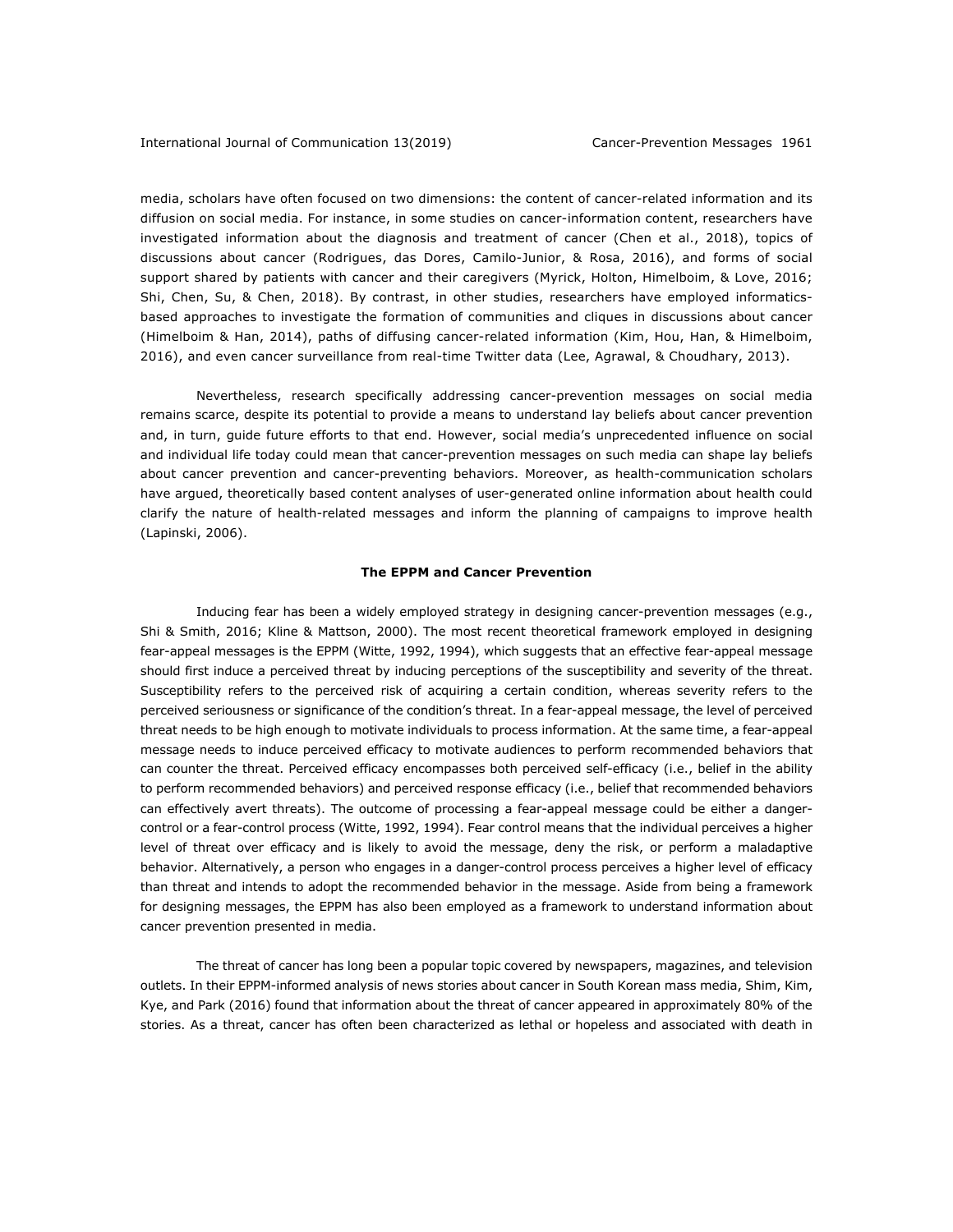media, scholars have often focused on two dimensions: the content of cancer-related information and its diffusion on social media. For instance, in some studies on cancer-information content, researchers have investigated information about the diagnosis and treatment of cancer (Chen et al., 2018), topics of discussions about cancer (Rodrigues, das Dores, Camilo-Junior, & Rosa, 2016), and forms of social support shared by patients with cancer and their caregivers (Myrick, Holton, Himelboim, & Love, 2016; Shi, Chen, Su, & Chen, 2018). By contrast, in other studies, researchers have employed informatics-based approaches to investigate the formation of communities and cliques in discussions about cancer (Himelboim & Han, 2014), paths of diffusing cancer-related information (Kim, Hou, Han, & Himelboim, 2016), and even cancer surveillance from real-time Twitter data (Lee, Agrawal, & Choudhary, 2013).

Nevertheless, research specifically addressing cancer-prevention messages on social media remains scarce, despite its potential to provide a means to understand lay beliefs about cancer prevention and, in turn, guide future efforts to that end. However, social media's unprecedented influence on social and individual life today could mean that cancer-prevention messages on such media can shape lay beliefs about cancer prevention and cancer-preventing behaviors. Moreover, as health-communication scholars have argued, theoretically based content analyses of user-generated online information about health could clarify the nature of health-related messages and inform the planning of campaigns to improve health (Lapinski, 2006).

## The EPPM and Cancer Prevention

Inducing fear has been a widely employed strategy in designing cancer-prevention messages (e.g., Shi & Smith, 2016; Kline & Mattson, 2000). The most recent theoretical framework employed in designing fear-appeal messages is the EPPM (Witte, 1992, 1994), which suggests that an effective fear-appeal message should first induce a perceived threat by inducing perceptions of the susceptibility and severity of the threat. Susceptibility refers to the perceived risk of acquiring a certain condition, whereas severity refers to the perceived seriousness or significance of the condition's threat. In a fear-appeal message, the level of perceived threat needs to be high enough to motivate individuals to process information. At the same time, a fear-appeal message needs to induce perceived efficacy to motivate audiences to perform recommended behaviors that can counter the threat. Perceived efficacy encompasses both perceived self-efficacy (i.e., belief in the ability to perform recommended behaviors) and perceived response efficacy (i.e., belief that recommended behaviors can effectively avert threats). The outcome of processing a fear-appeal message could be either a danger-control or a fear-control process (Witte, 1992, 1994). Fear control means that the individual perceives a higher level of threat over efficacy and is likely to avoid the message, deny the risk, or perform a maladaptive behavior. Alternatively, a person who engages in a danger-control process perceives a higher level of efficacy than threat and intends to adopt the recommended behavior in the message. Aside from being a framework for designing messages, the EPPM has also been employed as a framework to understand information about cancer prevention presented in media.

The threat of cancer has long been a popular topic covered by newspapers, magazines, and television outlets. In their EPPM-informed analysis of news stories about cancer in South Korean mass media, Shim, Kim, Kye, and Park (2016) found that information about the threat of cancer appeared in approximately 80% of the stories. As a threat, cancer has often been characterized as lethal or hopeless and associated with death in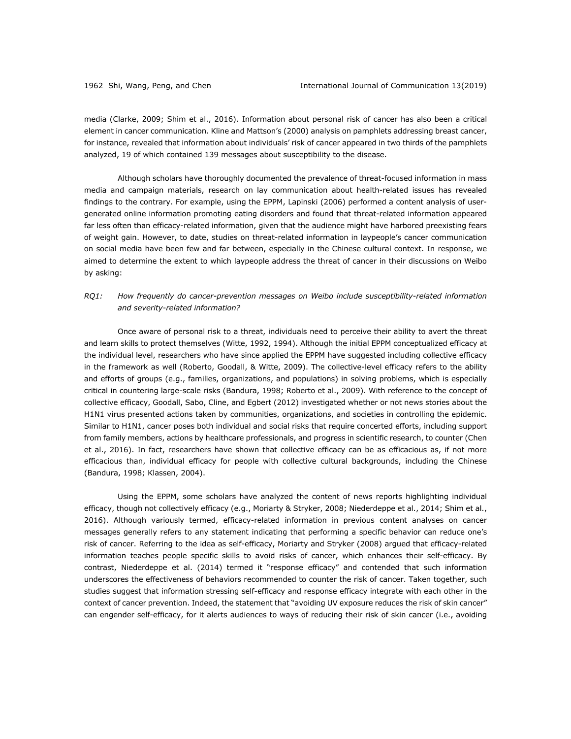media (Clarke, 2009; Shim et al., 2016). Information about personal risk of cancer has also been a critical element in cancer communication. Kline and Mattson's (2000) analysis on pamphlets addressing breast cancer, for instance, revealed that information about individuals' risk of cancer appeared in two thirds of the pamphlets analyzed, 19 of which contained 139 messages about susceptibility to the disease.

Although scholars have thoroughly documented the prevalence of threat-focused information in mass media and campaign materials, research on lay communication about health-related issues has revealed findings to the contrary. For example, using the EPPM, Lapinski (2006) performed a content analysis of user-generated online information promoting eating disorders and found that threat-related information appeared far less often than efficacy-related information, given that the audience might have harbored preexisting fears of weight gain. However, to date, studies on threat-related information in laypeople's cancer communication on social media have been few and far between, especially in the Chinese cultural context. In response, we aimed to determine the extent to which laypeople address the threat of cancer in their discussions on Weibo by asking:

*RQ1: How frequently do cancer-prevention messages on Weibo include susceptibility-related information and severity-related information?*

Once aware of personal risk to a threat, individuals need to perceive their ability to avert the threat and learn skills to protect themselves (Witte, 1992, 1994). Although the initial EPPM conceptualized efficacy at the individual level, researchers who have since applied the EPPM have suggested including collective efficacy in the framework as well (Roberto, Goodall, & Witte, 2009). The collective-level efficacy refers to the ability and efforts of groups (e.g., families, organizations, and populations) in solving problems, which is especially critical in countering large-scale risks (Bandura, 1998; Roberto et al., 2009). With reference to the concept of collective efficacy, Goodall, Sabo, Cline, and Egbert (2012) investigated whether or not news stories about the H1N1 virus presented actions taken by communities, organizations, and societies in controlling the epidemic. Similar to H1N1, cancer poses both individual and social risks that require concerted efforts, including support from family members, actions by healthcare professionals, and progress in scientific research, to counter (Chen et al., 2016). In fact, researchers have shown that collective efficacy can be as efficacious as, if not more efficacious than, individual efficacy for people with collective cultural backgrounds, including the Chinese (Bandura, 1998; Klassen, 2004).

Using the EPPM, some scholars have analyzed the content of news reports highlighting individual efficacy, though not collectively efficacy (e.g., Moriarty & Stryker, 2008; Niederdeppe et al., 2014; Shim et al., 2016). Although variously termed, efficacy-related information in previous content analyses on cancer messages generally refers to any statement indicating that performing a specific behavior can reduce one's risk of cancer. Referring to the idea as self-efficacy, Moriarty and Stryker (2008) argued that efficacy-related information teaches people specific skills to avoid risks of cancer, which enhances their self-efficacy. By contrast, Niederdeppe et al. (2014) termed it "response efficacy" and contended that such information underscores the effectiveness of behaviors recommended to counter the risk of cancer. Taken together, such studies suggest that information stressing self-efficacy and response efficacy integrate with each other in the context of cancer prevention. Indeed, the statement that "avoiding UV exposure reduces the risk of skin cancer" can engender self-efficacy, for it alerts audiences to ways of reducing their risk of skin cancer (i.e., avoiding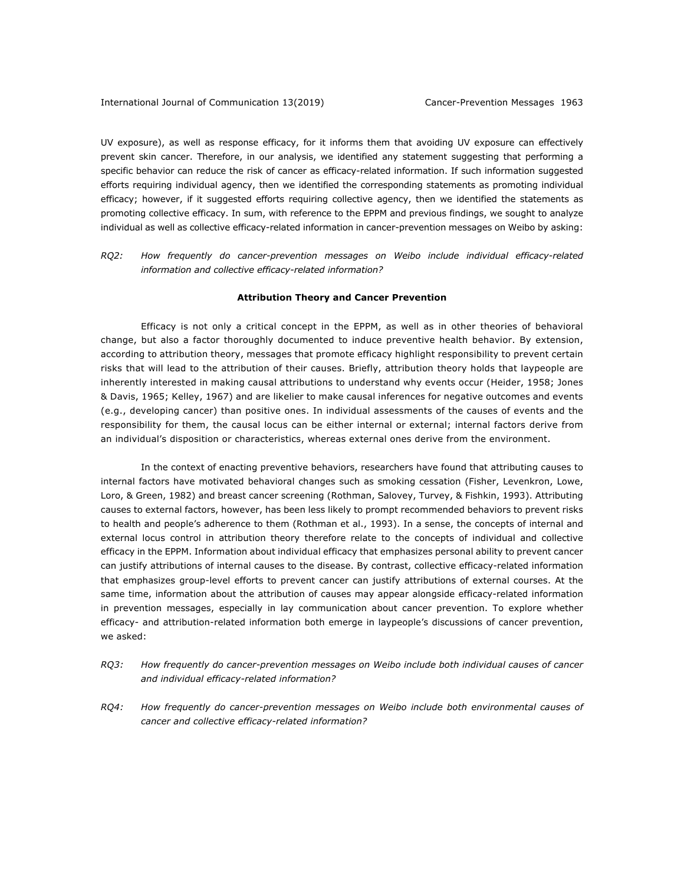UV exposure), as well as response efficacy, for it informs them that avoiding UV exposure can effectively prevent skin cancer. Therefore, in our analysis, we identified any statement suggesting that performing a specific behavior can reduce the risk of cancer as efficacy-related information. If such information suggested efforts requiring individual agency, then we identified the corresponding statements as promoting individual efficacy; however, if it suggested efforts requiring collective agency, then we identified the statements as promoting collective efficacy. In sum, with reference to the EPPM and previous findings, we sought to analyze individual as well as collective efficacy-related information in cancer-prevention messages on Weibo by asking:

*RQ2: How frequently do cancer-prevention messages on Weibo include individual efficacy-related information and collective efficacy-related information?*

### Attribution Theory and Cancer Prevention

Efficacy is not only a critical concept in the EPPM, as well as in other theories of behavioral change, but also a factor thoroughly documented to induce preventive health behavior. By extension, according to attribution theory, messages that promote efficacy highlight responsibility to prevent certain risks that will lead to the attribution of their causes. Briefly, attribution theory holds that laypeople are inherently interested in making causal attributions to understand why events occur (Heider, 1958; Jones & Davis, 1965; Kelley, 1967) and are likelier to make causal inferences for negative outcomes and events (e.g., developing cancer) than positive ones. In individual assessments of the causes of events and the responsibility for them, the causal locus can be either internal or external; internal factors derive from an individual's disposition or characteristics, whereas external ones derive from the environment.

In the context of enacting preventive behaviors, researchers have found that attributing causes to internal factors have motivated behavioral changes such as smoking cessation (Fisher, Levenkron, Lowe, Loro, & Green, 1982) and breast cancer screening (Rothman, Salovey, Turvey, & Fishkin, 1993). Attributing causes to external factors, however, has been less likely to prompt recommended behaviors to prevent risks to health and people's adherence to them (Rothman et al., 1993). In a sense, the concepts of internal and external locus control in attribution theory therefore relate to the concepts of individual and collective efficacy in the EPPM. Information about individual efficacy that emphasizes personal ability to prevent cancer can justify attributions of internal causes to the disease. By contrast, collective efficacy-related information that emphasizes group-level efforts to prevent cancer can justify attributions of external courses. At the same time, information about the attribution of causes may appear alongside efficacy-related information in prevention messages, especially in lay communication about cancer prevention. To explore whether efficacy- and attribution-related information both emerge in laypeople's discussions of cancer prevention, we asked:

*RQ3: How frequently do cancer-prevention messages on Weibo include both individual causes of cancer and individual efficacy-related information?*

*RQ4: How frequently do cancer-prevention messages on Weibo include both environmental causes of cancer and collective efficacy-related information?*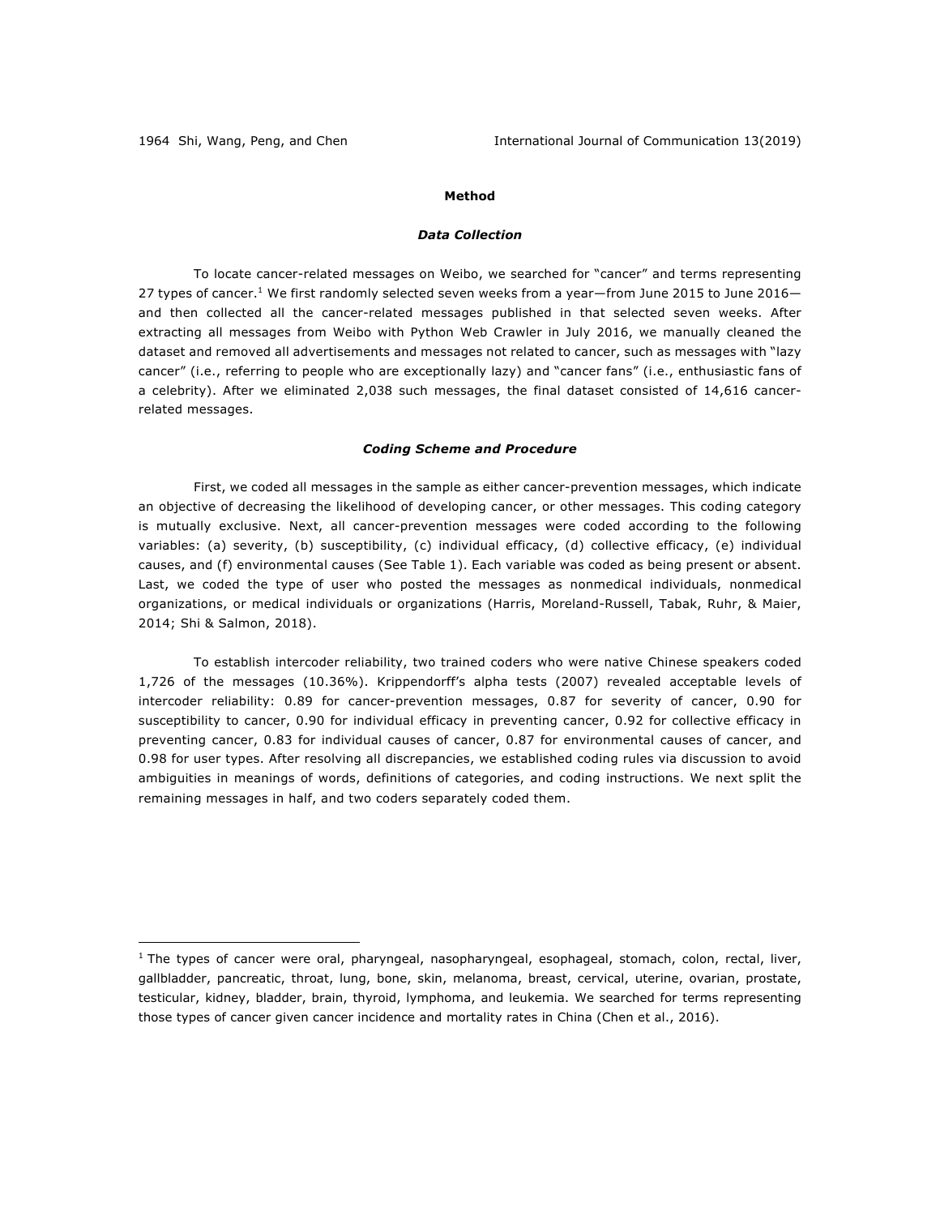## Method

### *Data Collection*

To locate cancer-related messages on Weibo, we searched for "cancer" and terms representing 27 types of cancer.[1] We first randomly selected seven weeks from a year—from June 2015 to June 2016—and then collected all the cancer-related messages published in that selected seven weeks. After extracting all messages from Weibo with Python Web Crawler in July 2016, we manually cleaned the dataset and removed all advertisements and messages not related to cancer, such as messages with "lazy cancer" (i.e., referring to people who are exceptionally lazy) and "cancer fans" (i.e., enthusiastic fans of a celebrity). After we eliminated 2,038 such messages, the final dataset consisted of 14,616 cancer-related messages.

### *Coding Scheme and Procedure*

First, we coded all messages in the sample as either cancer-prevention messages, which indicate an objective of decreasing the likelihood of developing cancer, or other messages. This coding category is mutually exclusive. Next, all cancer-prevention messages were coded according to the following variables: (a) severity, (b) susceptibility, (c) individual efficacy, (d) collective efficacy, (e) individual causes, and (f) environmental causes (See Table 1). Each variable was coded as being present or absent. Last, we coded the type of user who posted the messages as nonmedical individuals, nonmedical organizations, or medical individuals or organizations (Harris, Moreland-Russell, Tabak, Ruhr, & Maier, 2014; Shi & Salmon, 2018).

To establish intercoder reliability, two trained coders who were native Chinese speakers coded 1,726 of the messages (10.36%). Krippendorff's alpha tests (2007) revealed acceptable levels of intercoder reliability: 0.89 for cancer-prevention messages, 0.87 for severity of cancer, 0.90 for susceptibility to cancer, 0.90 for individual efficacy in preventing cancer, 0.92 for collective efficacy in preventing cancer, 0.83 for individual causes of cancer, 0.87 for environmental causes of cancer, and 0.98 for user types. After resolving all discrepancies, we established coding rules via discussion to avoid ambiguities in meanings of words, definitions of categories, and coding instructions. We next split the remaining messages in half, and two coders separately coded them.

---

[1] The types of cancer were oral, pharyngeal, nasopharyngeal, esophageal, stomach, colon, rectal, liver, gallbladder, pancreatic, throat, lung, bone, skin, melanoma, breast, cervical, uterine, ovarian, prostate, testicular, kidney, bladder, brain, thyroid, lymphoma, and leukemia. We searched for terms representing those types of cancer given cancer incidence and mortality rates in China (Chen et al., 2016).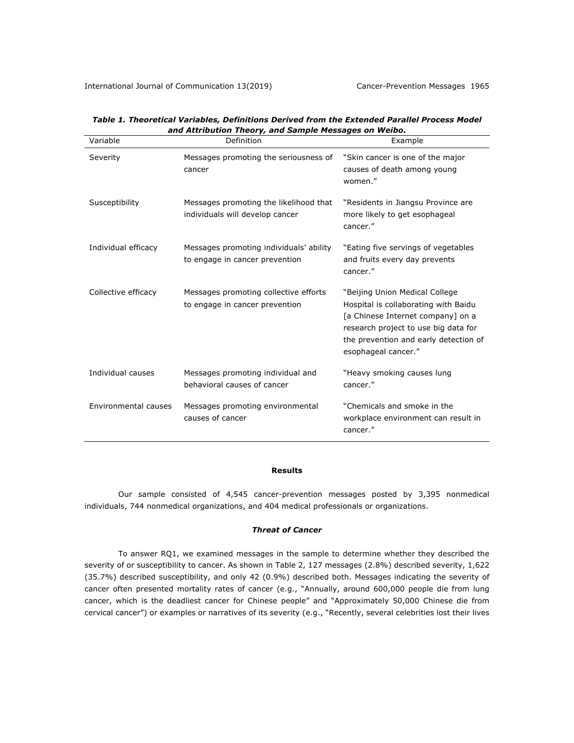***Table 1. Theoretical Variables, Definitions Derived from the Extended Parallel Process Model and Attribution Theory, and Sample Messages on Weibo.***

| Variable | Definition | Example |
|---|---|---|
| Severity | Messages promoting the seriousness of cancer | "Skin cancer is one of the major causes of death among young women." |
| Susceptibility | Messages promoting the likelihood that individuals will develop cancer | "Residents in Jiangsu Province are more likely to get esophageal cancer." |
| Individual efficacy | Messages promoting individuals' ability to engage in cancer prevention | "Eating five servings of vegetables and fruits every day prevents cancer." |
| Collective efficacy | Messages promoting collective efforts to engage in cancer prevention | "Beijing Union Medical College Hospital is collaborating with Baidu [a Chinese Internet company] on a research project to use big data for the prevention and early detection of esophageal cancer." |
| Individual causes | Messages promoting individual and behavioral causes of cancer | "Heavy smoking causes lung cancer." |
| Environmental causes | Messages promoting environmental causes of cancer | "Chemicals and smoke in the workplace environment can result in cancer." |

**Results**

Our sample consisted of 4,545 cancer-prevention messages posted by 3,395 nonmedical individuals, 744 nonmedical organizations, and 404 medical professionals or organizations.

***Threat of Cancer***

To answer RQ1, we examined messages in the sample to determine whether they described the severity of or susceptibility to cancer. As shown in Table 2, 127 messages (2.8%) described severity, 1,622 (35.7%) described susceptibility, and only 42 (0.9%) described both. Messages indicating the severity of cancer often presented mortality rates of cancer (e.g., "Annually, around 600,000 people die from lung cancer, which is the deadliest cancer for Chinese people" and "Approximately 50,000 Chinese die from cervical cancer") or examples or narratives of its severity (e.g., "Recently, several celebrities lost their lives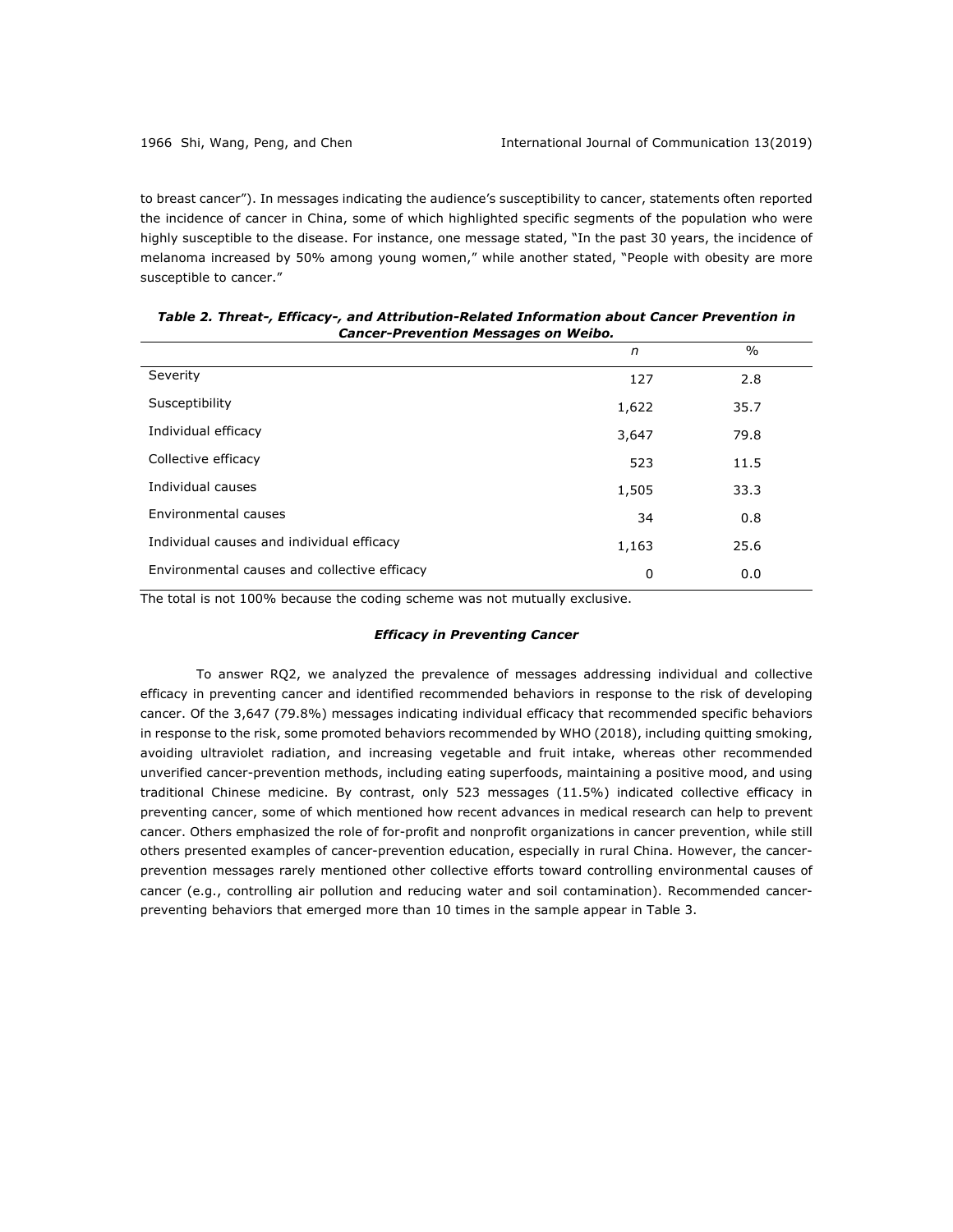to breast cancer"). In messages indicating the audience's susceptibility to cancer, statements often reported the incidence of cancer in China, some of which highlighted specific segments of the population who were highly susceptible to the disease. For instance, one message stated, "In the past 30 years, the incidence of melanoma increased by 50% among young women," while another stated, "People with obesity are more susceptible to cancer."

***Table 2. Threat-, Efficacy-, and Attribution-Related Information about Cancer Prevention in Cancer-Prevention Messages on Weibo.***

| | *n* | % |
|---|---|---|
| Severity | 127 | 2.8 |
| Susceptibility | 1,622 | 35.7 |
| Individual efficacy | 3,647 | 79.8 |
| Collective efficacy | 523 | 11.5 |
| Individual causes | 1,505 | 33.3 |
| Environmental causes | 34 | 0.8 |
| Individual causes and individual efficacy | 1,163 | 25.6 |
| Environmental causes and collective efficacy | 0 | 0.0 |

The total is not 100% because the coding scheme was not mutually exclusive.

### *Efficacy in Preventing Cancer*

To answer RQ2, we analyzed the prevalence of messages addressing individual and collective efficacy in preventing cancer and identified recommended behaviors in response to the risk of developing cancer. Of the 3,647 (79.8%) messages indicating individual efficacy that recommended specific behaviors in response to the risk, some promoted behaviors recommended by WHO (2018), including quitting smoking, avoiding ultraviolet radiation, and increasing vegetable and fruit intake, whereas other recommended unverified cancer-prevention methods, including eating superfoods, maintaining a positive mood, and using traditional Chinese medicine. By contrast, only 523 messages (11.5%) indicated collective efficacy in preventing cancer, some of which mentioned how recent advances in medical research can help to prevent cancer. Others emphasized the role of for-profit and nonprofit organizations in cancer prevention, while still others presented examples of cancer-prevention education, especially in rural China. However, the cancer-prevention messages rarely mentioned other collective efforts toward controlling environmental causes of cancer (e.g., controlling air pollution and reducing water and soil contamination). Recommended cancer-preventing behaviors that emerged more than 10 times in the sample appear in Table 3.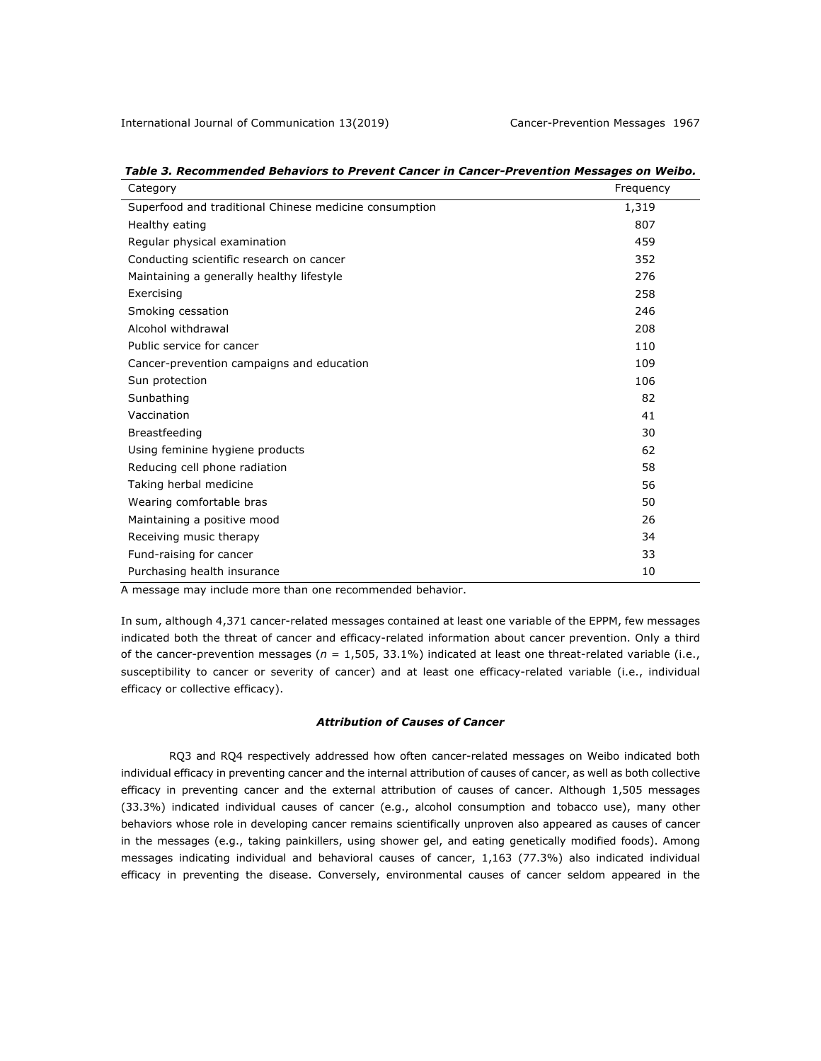***Table 3. Recommended Behaviors to Prevent Cancer in Cancer-Prevention Messages on Weibo.***

| Category | Frequency |
|---|---|
| Superfood and traditional Chinese medicine consumption | 1,319 |
| Healthy eating | 807 |
| Regular physical examination | 459 |
| Conducting scientific research on cancer | 352 |
| Maintaining a generally healthy lifestyle | 276 |
| Exercising | 258 |
| Smoking cessation | 246 |
| Alcohol withdrawal | 208 |
| Public service for cancer | 110 |
| Cancer-prevention campaigns and education | 109 |
| Sun protection | 106 |
| Sunbathing | 82 |
| Vaccination | 41 |
| Breastfeeding | 30 |
| Using feminine hygiene products | 62 |
| Reducing cell phone radiation | 58 |
| Taking herbal medicine | 56 |
| Wearing comfortable bras | 50 |
| Maintaining a positive mood | 26 |
| Receiving music therapy | 34 |
| Fund-raising for cancer | 33 |
| Purchasing health insurance | 10 |

A message may include more than one recommended behavior.

In sum, although 4,371 cancer-related messages contained at least one variable of the EPPM, few messages indicated both the threat of cancer and efficacy-related information about cancer prevention. Only a third of the cancer-prevention messages (*n* = 1,505, 33.1%) indicated at least one threat-related variable (i.e., susceptibility to cancer or severity of cancer) and at least one efficacy-related variable (i.e., individual efficacy or collective efficacy).

### *Attribution of Causes of Cancer*

RQ3 and RQ4 respectively addressed how often cancer-related messages on Weibo indicated both individual efficacy in preventing cancer and the internal attribution of causes of cancer, as well as both collective efficacy in preventing cancer and the external attribution of causes of cancer. Although 1,505 messages (33.3%) indicated individual causes of cancer (e.g., alcohol consumption and tobacco use), many other behaviors whose role in developing cancer remains scientifically unproven also appeared as causes of cancer in the messages (e.g., taking painkillers, using shower gel, and eating genetically modified foods). Among messages indicating individual and behavioral causes of cancer, 1,163 (77.3%) also indicated individual efficacy in preventing the disease. Conversely, environmental causes of cancer seldom appeared in the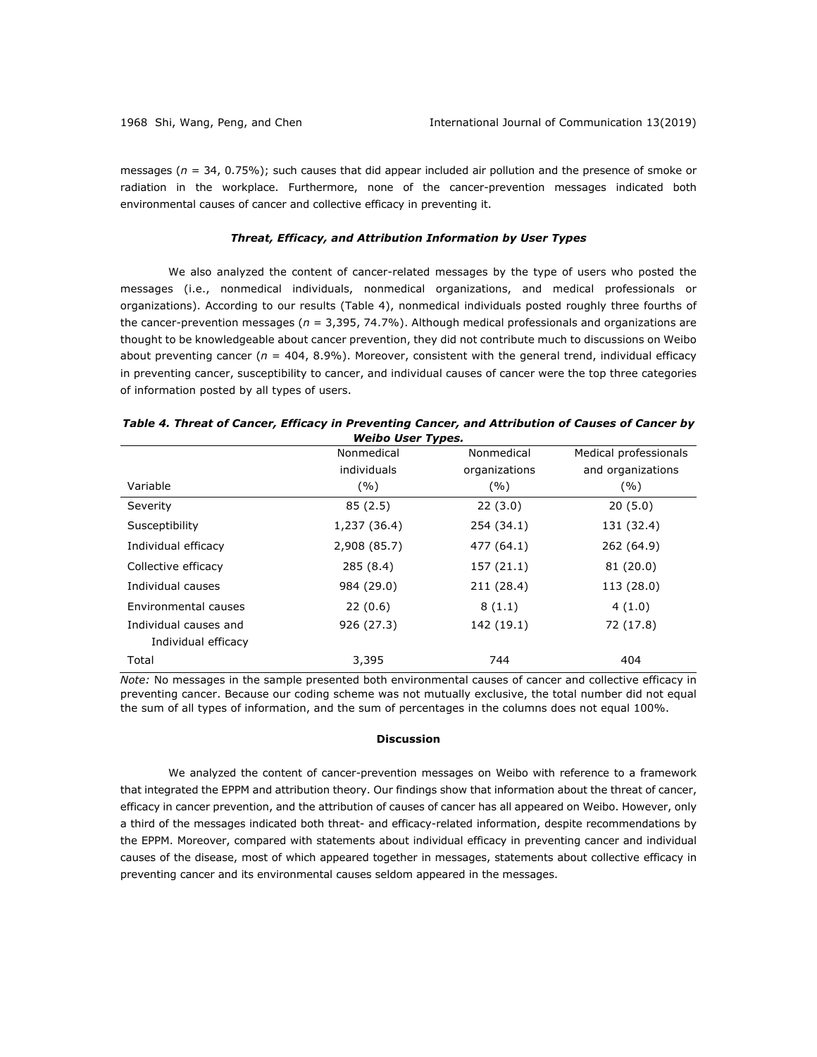messages (*n* = 34, 0.75%); such causes that did appear included air pollution and the presence of smoke or radiation in the workplace. Furthermore, none of the cancer-prevention messages indicated both environmental causes of cancer and collective efficacy in preventing it.

### *Threat, Efficacy, and Attribution Information by User Types*

We also analyzed the content of cancer-related messages by the type of users who posted the messages (i.e., nonmedical individuals, nonmedical organizations, and medical professionals or organizations). According to our results (Table 4), nonmedical individuals posted roughly three fourths of the cancer-prevention messages (*n* = 3,395, 74.7%). Although medical professionals and organizations are thought to be knowledgeable about cancer prevention, they did not contribute much to discussions on Weibo about preventing cancer (*n* = 404, 8.9%). Moreover, consistent with the general trend, individual efficacy in preventing cancer, susceptibility to cancer, and individual causes of cancer were the top three categories of information posted by all types of users.

***Table 4. Threat of Cancer, Efficacy in Preventing Cancer, and Attribution of Causes of Cancer by Weibo User Types.***

| Variable | Nonmedical individuals (%) | Nonmedical organizations (%) | Medical professionals and organizations (%) |
|---|---|---|---|
| Severity | 85 (2.5) | 22 (3.0) | 20 (5.0) |
| Susceptibility | 1,237 (36.4) | 254 (34.1) | 131 (32.4) |
| Individual efficacy | 2,908 (85.7) | 477 (64.1) | 262 (64.9) |
| Collective efficacy | 285 (8.4) | 157 (21.1) | 81 (20.0) |
| Individual causes | 984 (29.0) | 211 (28.4) | 113 (28.0) |
| Environmental causes | 22 (0.6) | 8 (1.1) | 4 (1.0) |
| Individual causes and Individual efficacy | 926 (27.3) | 142 (19.1) | 72 (17.8) |
| Total | 3,395 | 744 | 404 |

*Note:* No messages in the sample presented both environmental causes of cancer and collective efficacy in preventing cancer. Because our coding scheme was not mutually exclusive, the total number did not equal the sum of all types of information, and the sum of percentages in the columns does not equal 100%.

## Discussion

We analyzed the content of cancer-prevention messages on Weibo with reference to a framework that integrated the EPPM and attribution theory. Our findings show that information about the threat of cancer, efficacy in cancer prevention, and the attribution of causes of cancer has all appeared on Weibo. However, only a third of the messages indicated both threat- and efficacy-related information, despite recommendations by the EPPM. Moreover, compared with statements about individual efficacy in preventing cancer and individual causes of the disease, most of which appeared together in messages, statements about collective efficacy in preventing cancer and its environmental causes seldom appeared in the messages.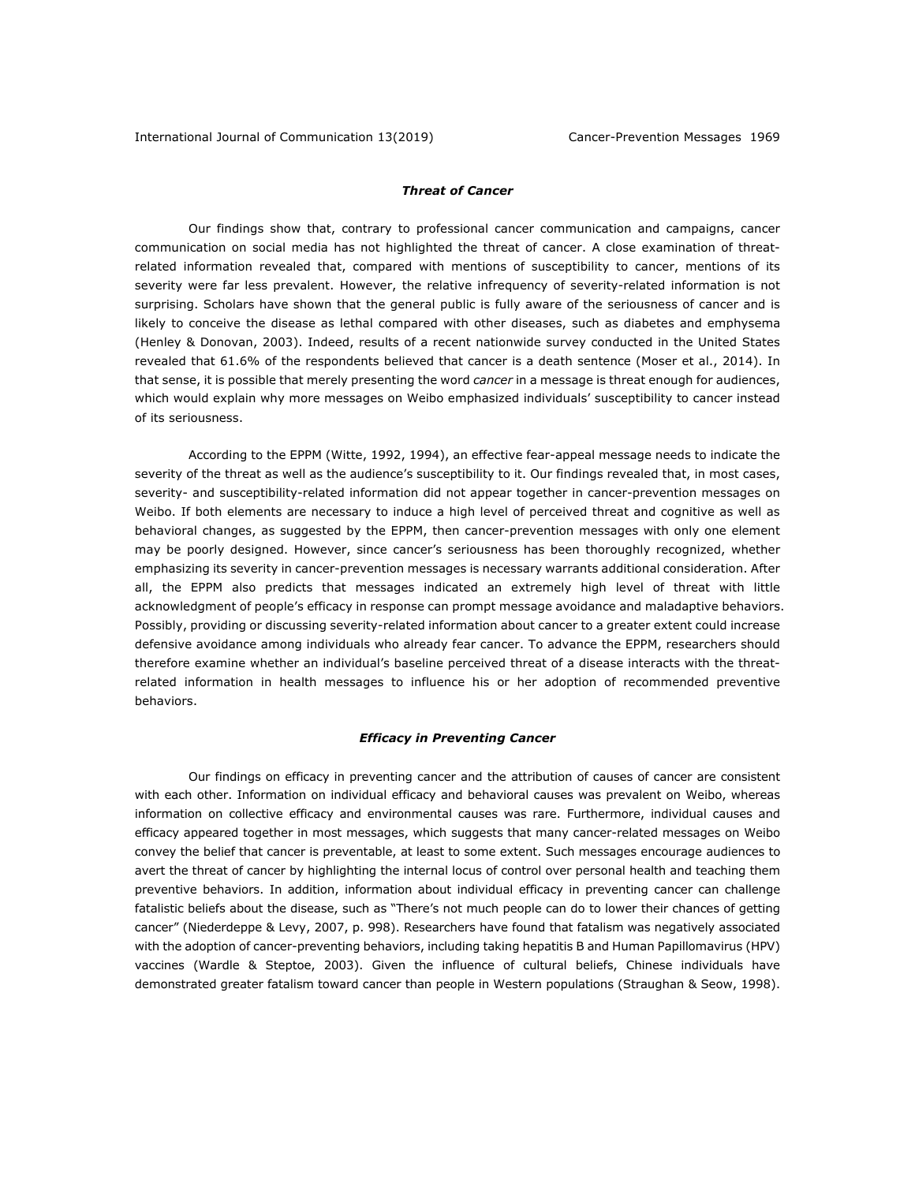### *Threat of Cancer*

Our findings show that, contrary to professional cancer communication and campaigns, cancer communication on social media has not highlighted the threat of cancer. A close examination of threat-related information revealed that, compared with mentions of susceptibility to cancer, mentions of its severity were far less prevalent. However, the relative infrequency of severity-related information is not surprising. Scholars have shown that the general public is fully aware of the seriousness of cancer and is likely to conceive the disease as lethal compared with other diseases, such as diabetes and emphysema (Henley & Donovan, 2003). Indeed, results of a recent nationwide survey conducted in the United States revealed that 61.6% of the respondents believed that cancer is a death sentence (Moser et al., 2014). In that sense, it is possible that merely presenting the word *cancer* in a message is threat enough for audiences, which would explain why more messages on Weibo emphasized individuals' susceptibility to cancer instead of its seriousness.

According to the EPPM (Witte, 1992, 1994), an effective fear-appeal message needs to indicate the severity of the threat as well as the audience's susceptibility to it. Our findings revealed that, in most cases, severity- and susceptibility-related information did not appear together in cancer-prevention messages on Weibo. If both elements are necessary to induce a high level of perceived threat and cognitive as well as behavioral changes, as suggested by the EPPM, then cancer-prevention messages with only one element may be poorly designed. However, since cancer's seriousness has been thoroughly recognized, whether emphasizing its severity in cancer-prevention messages is necessary warrants additional consideration. After all, the EPPM also predicts that messages indicated an extremely high level of threat with little acknowledgment of people's efficacy in response can prompt message avoidance and maladaptive behaviors. Possibly, providing or discussing severity-related information about cancer to a greater extent could increase defensive avoidance among individuals who already fear cancer. To advance the EPPM, researchers should therefore examine whether an individual's baseline perceived threat of a disease interacts with the threat-related information in health messages to influence his or her adoption of recommended preventive behaviors.

### *Efficacy in Preventing Cancer*

Our findings on efficacy in preventing cancer and the attribution of causes of cancer are consistent with each other. Information on individual efficacy and behavioral causes was prevalent on Weibo, whereas information on collective efficacy and environmental causes was rare. Furthermore, individual causes and efficacy appeared together in most messages, which suggests that many cancer-related messages on Weibo convey the belief that cancer is preventable, at least to some extent. Such messages encourage audiences to avert the threat of cancer by highlighting the internal locus of control over personal health and teaching them preventive behaviors. In addition, information about individual efficacy in preventing cancer can challenge fatalistic beliefs about the disease, such as "There's not much people can do to lower their chances of getting cancer" (Niederdeppe & Levy, 2007, p. 998). Researchers have found that fatalism was negatively associated with the adoption of cancer-preventing behaviors, including taking hepatitis B and Human Papillomavirus (HPV) vaccines (Wardle & Steptoe, 2003). Given the influence of cultural beliefs, Chinese individuals have demonstrated greater fatalism toward cancer than people in Western populations (Straughan & Seow, 1998).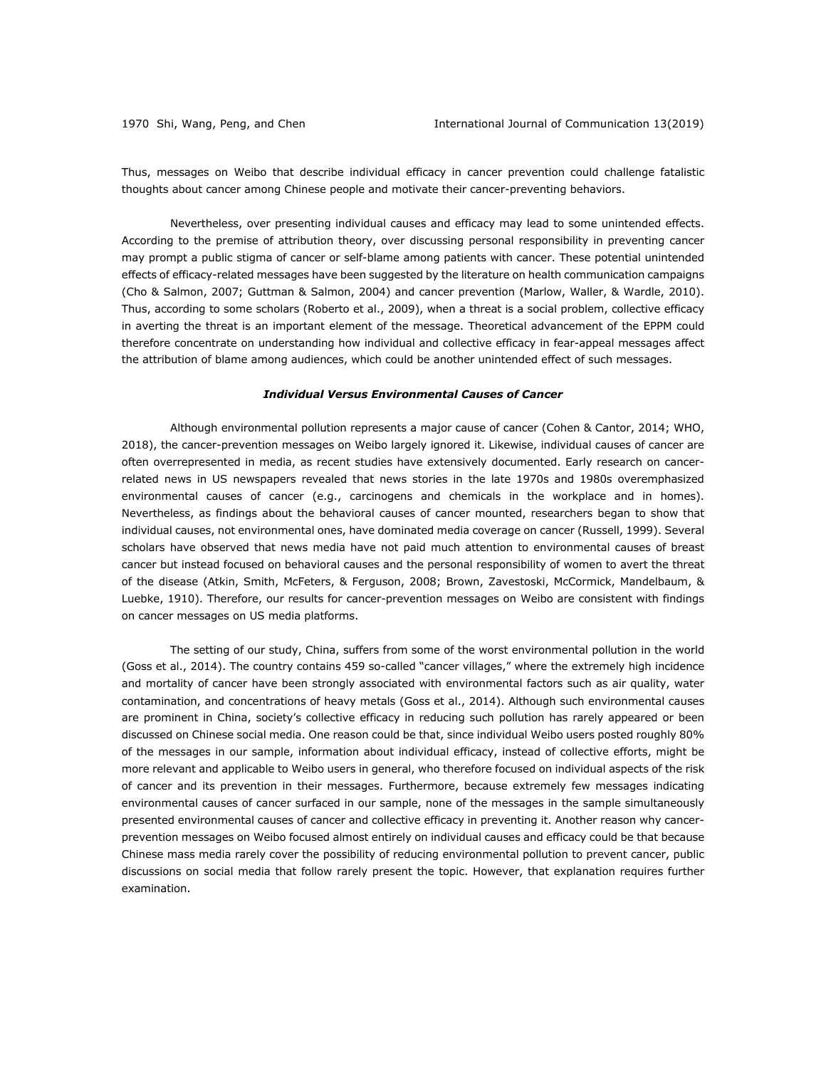Thus, messages on Weibo that describe individual efficacy in cancer prevention could challenge fatalistic thoughts about cancer among Chinese people and motivate their cancer-preventing behaviors.

Nevertheless, over presenting individual causes and efficacy may lead to some unintended effects. According to the premise of attribution theory, over discussing personal responsibility in preventing cancer may prompt a public stigma of cancer or self-blame among patients with cancer. These potential unintended effects of efficacy-related messages have been suggested by the literature on health communication campaigns (Cho & Salmon, 2007; Guttman & Salmon, 2004) and cancer prevention (Marlow, Waller, & Wardle, 2010). Thus, according to some scholars (Roberto et al., 2009), when a threat is a social problem, collective efficacy in averting the threat is an important element of the message. Theoretical advancement of the EPPM could therefore concentrate on understanding how individual and collective efficacy in fear-appeal messages affect the attribution of blame among audiences, which could be another unintended effect of such messages.

### *Individual Versus Environmental Causes of Cancer*

Although environmental pollution represents a major cause of cancer (Cohen & Cantor, 2014; WHO, 2018), the cancer-prevention messages on Weibo largely ignored it. Likewise, individual causes of cancer are often overrepresented in media, as recent studies have extensively documented. Early research on cancer-related news in US newspapers revealed that news stories in the late 1970s and 1980s overemphasized environmental causes of cancer (e.g., carcinogens and chemicals in the workplace and in homes). Nevertheless, as findings about the behavioral causes of cancer mounted, researchers began to show that individual causes, not environmental ones, have dominated media coverage on cancer (Russell, 1999). Several scholars have observed that news media have not paid much attention to environmental causes of breast cancer but instead focused on behavioral causes and the personal responsibility of women to avert the threat of the disease (Atkin, Smith, McFeters, & Ferguson, 2008; Brown, Zavestoski, McCormick, Mandelbaum, & Luebke, 1910). Therefore, our results for cancer-prevention messages on Weibo are consistent with findings on cancer messages on US media platforms.

The setting of our study, China, suffers from some of the worst environmental pollution in the world (Goss et al., 2014). The country contains 459 so-called "cancer villages," where the extremely high incidence and mortality of cancer have been strongly associated with environmental factors such as air quality, water contamination, and concentrations of heavy metals (Goss et al., 2014). Although such environmental causes are prominent in China, society's collective efficacy in reducing such pollution has rarely appeared or been discussed on Chinese social media. One reason could be that, since individual Weibo users posted roughly 80% of the messages in our sample, information about individual efficacy, instead of collective efforts, might be more relevant and applicable to Weibo users in general, who therefore focused on individual aspects of the risk of cancer and its prevention in their messages. Furthermore, because extremely few messages indicating environmental causes of cancer surfaced in our sample, none of the messages in the sample simultaneously presented environmental causes of cancer and collective efficacy in preventing it. Another reason why cancer-prevention messages on Weibo focused almost entirely on individual causes and efficacy could be that because Chinese mass media rarely cover the possibility of reducing environmental pollution to prevent cancer, public discussions on social media that follow rarely present the topic. However, that explanation requires further examination.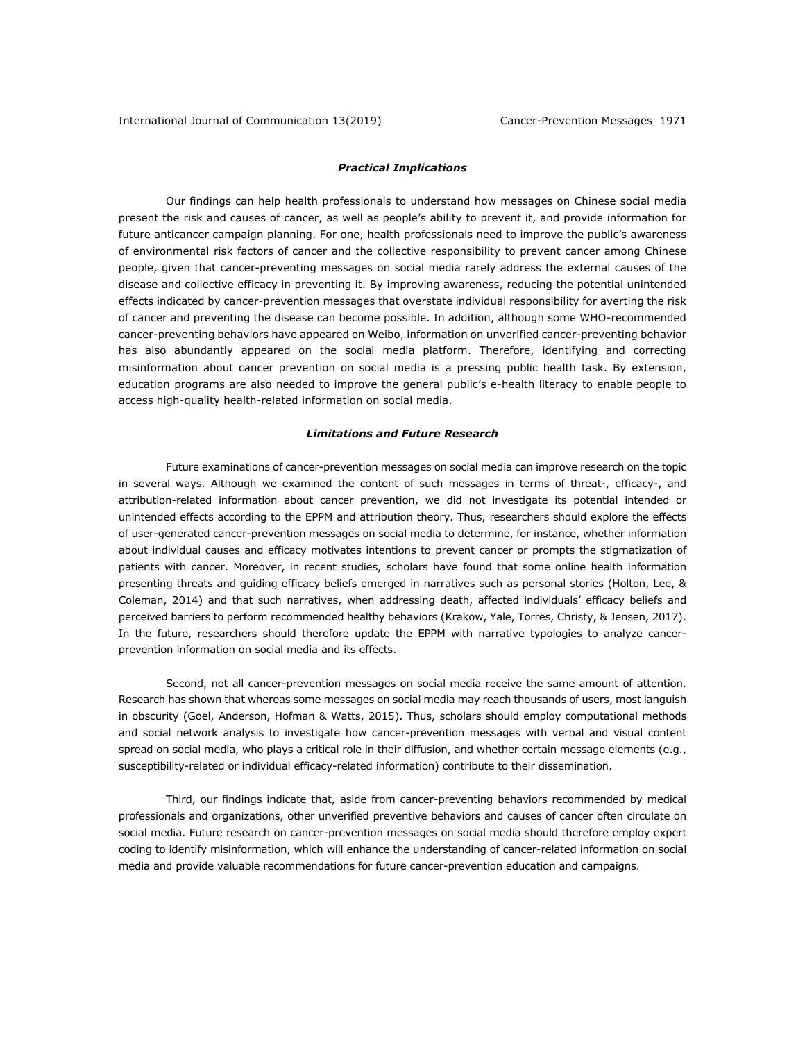### ***Practical Implications***

Our findings can help health professionals to understand how messages on Chinese social media present the risk and causes of cancer, as well as people's ability to prevent it, and provide information for future anticancer campaign planning. For one, health professionals need to improve the public's awareness of environmental risk factors of cancer and the collective responsibility to prevent cancer among Chinese people, given that cancer-preventing messages on social media rarely address the external causes of the disease and collective efficacy in preventing it. By improving awareness, reducing the potential unintended effects indicated by cancer-prevention messages that overstate individual responsibility for averting the risk of cancer and preventing the disease can become possible. In addition, although some WHO-recommended cancer-preventing behaviors have appeared on Weibo, information on unverified cancer-preventing behavior has also abundantly appeared on the social media platform. Therefore, identifying and correcting misinformation about cancer prevention on social media is a pressing public health task. By extension, education programs are also needed to improve the general public's e-health literacy to enable people to access high-quality health-related information on social media.

### ***Limitations and Future Research***

Future examinations of cancer-prevention messages on social media can improve research on the topic in several ways. Although we examined the content of such messages in terms of threat-, efficacy-, and attribution-related information about cancer prevention, we did not investigate its potential intended or unintended effects according to the EPPM and attribution theory. Thus, researchers should explore the effects of user-generated cancer-prevention messages on social media to determine, for instance, whether information about individual causes and efficacy motivates intentions to prevent cancer or prompts the stigmatization of patients with cancer. Moreover, in recent studies, scholars have found that some online health information presenting threats and guiding efficacy beliefs emerged in narratives such as personal stories (Holton, Lee, & Coleman, 2014) and that such narratives, when addressing death, affected individuals' efficacy beliefs and perceived barriers to perform recommended healthy behaviors (Krakow, Yale, Torres, Christy, & Jensen, 2017). In the future, researchers should therefore update the EPPM with narrative typologies to analyze cancer-prevention information on social media and its effects.

Second, not all cancer-prevention messages on social media receive the same amount of attention. Research has shown that whereas some messages on social media may reach thousands of users, most languish in obscurity (Goel, Anderson, Hofman & Watts, 2015). Thus, scholars should employ computational methods and social network analysis to investigate how cancer-prevention messages with verbal and visual content spread on social media, who plays a critical role in their diffusion, and whether certain message elements (e.g., susceptibility-related or individual efficacy-related information) contribute to their dissemination.

Third, our findings indicate that, aside from cancer-preventing behaviors recommended by medical professionals and organizations, other unverified preventive behaviors and causes of cancer often circulate on social media. Future research on cancer-prevention messages on social media should therefore employ expert coding to identify misinformation, which will enhance the understanding of cancer-related information on social media and provide valuable recommendations for future cancer-prevention education and campaigns.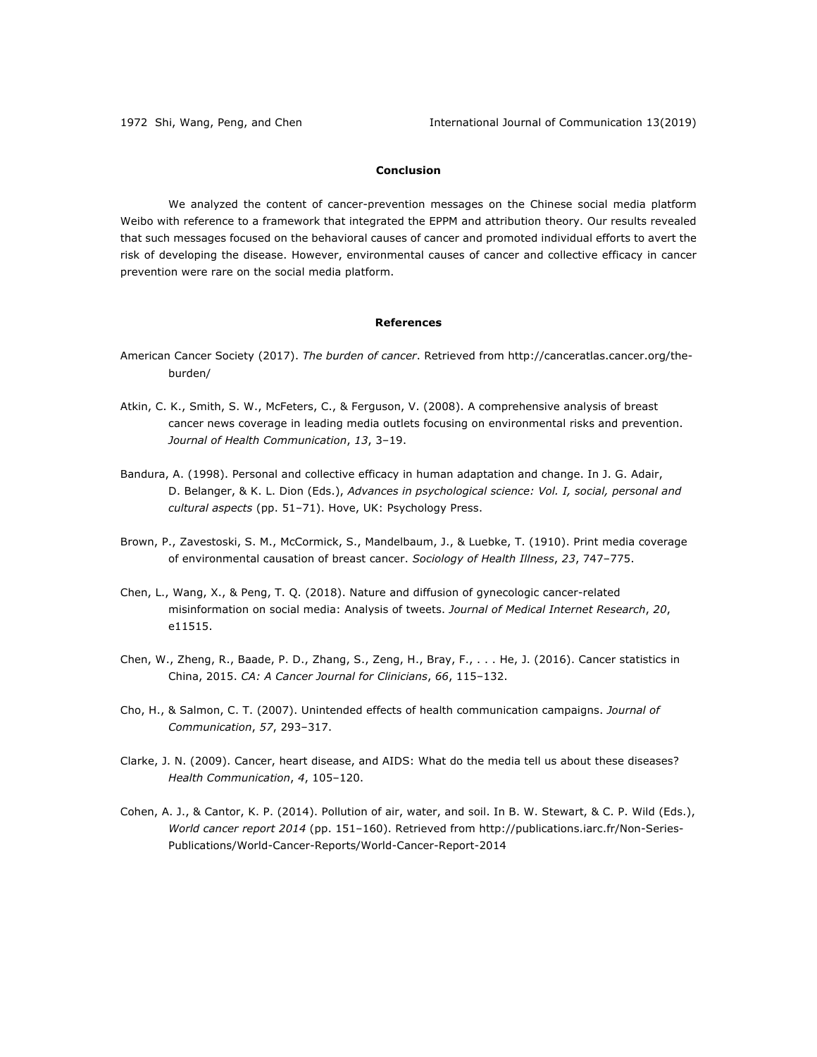## Conclusion

We analyzed the content of cancer-prevention messages on the Chinese social media platform Weibo with reference to a framework that integrated the EPPM and attribution theory. Our results revealed that such messages focused on the behavioral causes of cancer and promoted individual efforts to avert the risk of developing the disease. However, environmental causes of cancer and collective efficacy in cancer prevention were rare on the social media platform.

## References

American Cancer Society (2017). *The burden of cancer*. Retrieved from http://canceratlas.cancer.org/the-burden/

Atkin, C. K., Smith, S. W., McFeters, C., & Ferguson, V. (2008). A comprehensive analysis of breast cancer news coverage in leading media outlets focusing on environmental risks and prevention. *Journal of Health Communication*, *13*, 3–19.

Bandura, A. (1998). Personal and collective efficacy in human adaptation and change. In J. G. Adair, D. Belanger, & K. L. Dion (Eds.), *Advances in psychological science: Vol. I, social, personal and cultural aspects* (pp. 51–71). Hove, UK: Psychology Press.

Brown, P., Zavestoski, S. M., McCormick, S., Mandelbaum, J., & Luebke, T. (1910). Print media coverage of environmental causation of breast cancer. *Sociology of Health Illness*, *23*, 747–775.

Chen, L., Wang, X., & Peng, T. Q. (2018). Nature and diffusion of gynecologic cancer-related misinformation on social media: Analysis of tweets. *Journal of Medical Internet Research*, *20*, e11515.

Chen, W., Zheng, R., Baade, P. D., Zhang, S., Zeng, H., Bray, F., . . . He, J. (2016). Cancer statistics in China, 2015. *CA: A Cancer Journal for Clinicians*, *66*, 115–132.

Cho, H., & Salmon, C. T. (2007). Unintended effects of health communication campaigns. *Journal of Communication*, *57*, 293–317.

Clarke, J. N. (2009). Cancer, heart disease, and AIDS: What do the media tell us about these diseases? *Health Communication*, *4*, 105–120.

Cohen, A. J., & Cantor, K. P. (2014). Pollution of air, water, and soil. In B. W. Stewart, & C. P. Wild (Eds.), *World cancer report 2014* (pp. 151–160). Retrieved from http://publications.iarc.fr/Non-Series-Publications/World-Cancer-Reports/World-Cancer-Report-2014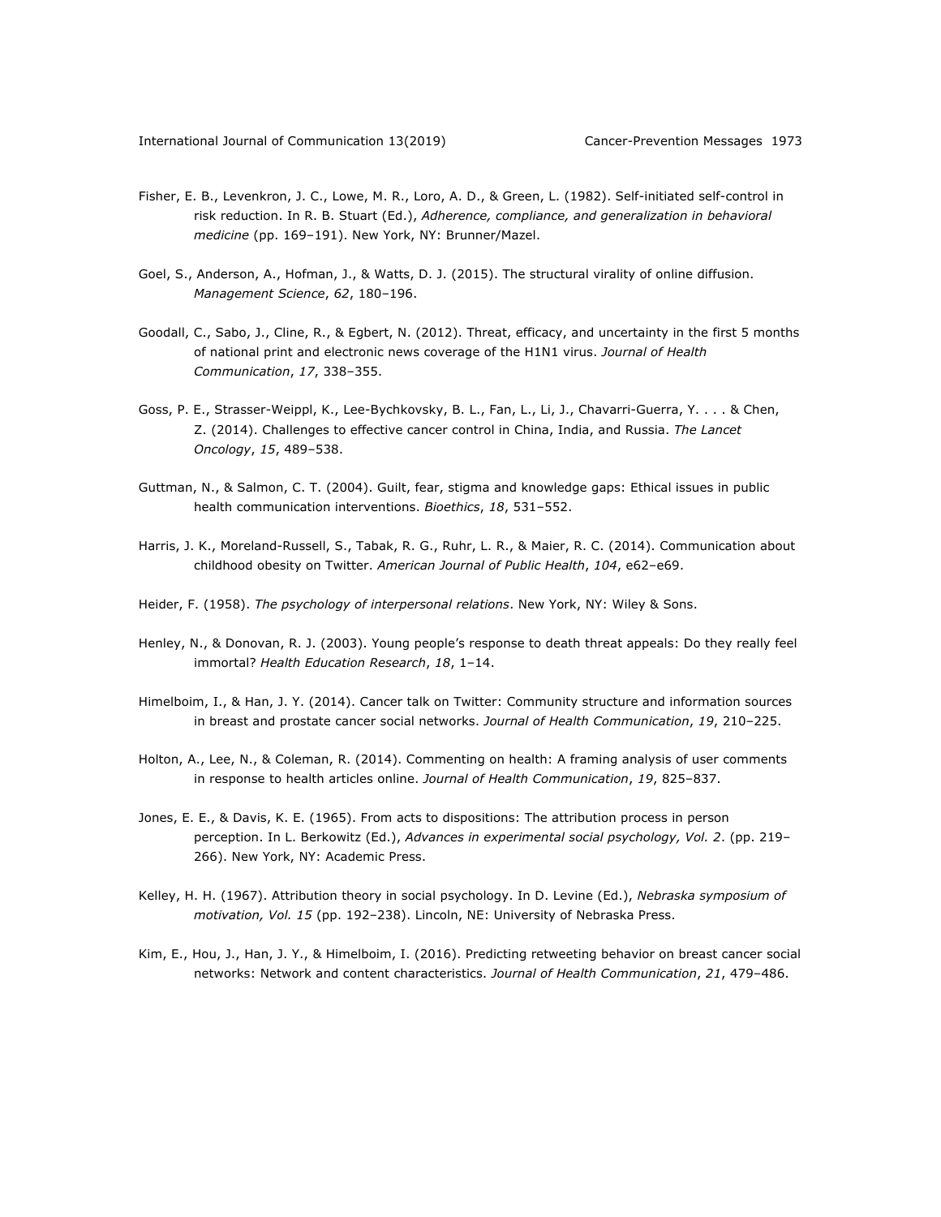Fisher, E. B., Levenkron, J. C., Lowe, M. R., Loro, A. D., & Green, L. (1982). Self-initiated self-control in risk reduction. In R. B. Stuart (Ed.), *Adherence, compliance, and generalization in behavioral medicine* (pp. 169–191). New York, NY: Brunner/Mazel.

Goel, S., Anderson, A., Hofman, J., & Watts, D. J. (2015). The structural virality of online diffusion. *Management Science*, *62*, 180–196.

Goodall, C., Sabo, J., Cline, R., & Egbert, N. (2012). Threat, efficacy, and uncertainty in the first 5 months of national print and electronic news coverage of the H1N1 virus. *Journal of Health Communication*, *17*, 338–355.

Goss, P. E., Strasser-Weippl, K., Lee-Bychkovsky, B. L., Fan, L., Li, J., Chavarri-Guerra, Y. . . . & Chen, Z. (2014). Challenges to effective cancer control in China, India, and Russia. *The Lancet Oncology*, *15*, 489–538.

Guttman, N., & Salmon, C. T. (2004). Guilt, fear, stigma and knowledge gaps: Ethical issues in public health communication interventions. *Bioethics*, *18*, 531–552.

Harris, J. K., Moreland-Russell, S., Tabak, R. G., Ruhr, L. R., & Maier, R. C. (2014). Communication about childhood obesity on Twitter. *American Journal of Public Health*, *104*, e62–e69.

Heider, F. (1958). *The psychology of interpersonal relations*. New York, NY: Wiley & Sons.

Henley, N., & Donovan, R. J. (2003). Young people's response to death threat appeals: Do they really feel immortal? *Health Education Research*, *18*, 1–14.

Himelboim, I., & Han, J. Y. (2014). Cancer talk on Twitter: Community structure and information sources in breast and prostate cancer social networks. *Journal of Health Communication*, *19*, 210–225.

Holton, A., Lee, N., & Coleman, R. (2014). Commenting on health: A framing analysis of user comments in response to health articles online. *Journal of Health Communication*, *19*, 825–837.

Jones, E. E., & Davis, K. E. (1965). From acts to dispositions: The attribution process in person perception. In L. Berkowitz (Ed.), *Advances in experimental social psychology, Vol. 2*. (pp. 219–266). New York, NY: Academic Press.

Kelley, H. H. (1967). Attribution theory in social psychology. In D. Levine (Ed.), *Nebraska symposium of motivation, Vol. 15* (pp. 192–238). Lincoln, NE: University of Nebraska Press.

Kim, E., Hou, J., Han, J. Y., & Himelboim, I. (2016). Predicting retweeting behavior on breast cancer social networks: Network and content characteristics. *Journal of Health Communication*, *21*, 479–486.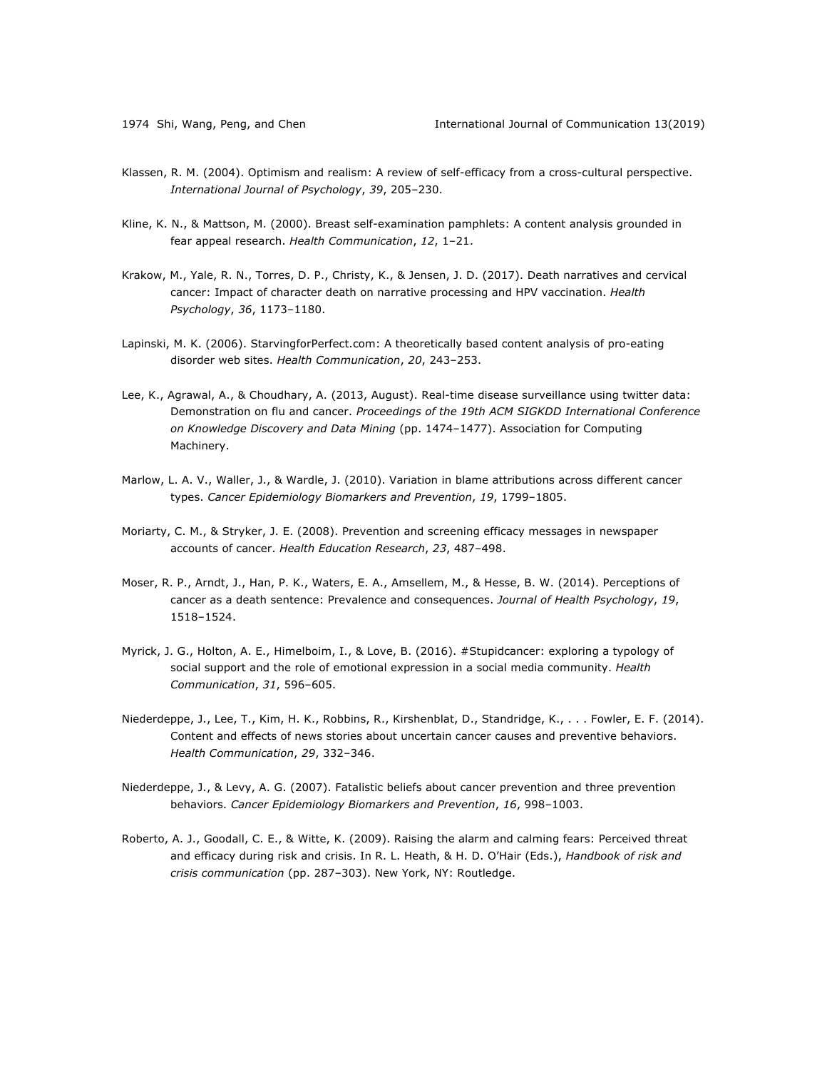Klassen, R. M. (2004). Optimism and realism: A review of self-efficacy from a cross-cultural perspective. *International Journal of Psychology*, *39*, 205–230.

Kline, K. N., & Mattson, M. (2000). Breast self-examination pamphlets: A content analysis grounded in fear appeal research. *Health Communication*, *12*, 1–21.

Krakow, M., Yale, R. N., Torres, D. P., Christy, K., & Jensen, J. D. (2017). Death narratives and cervical cancer: Impact of character death on narrative processing and HPV vaccination. *Health Psychology*, *36*, 1173–1180.

Lapinski, M. K. (2006). StarvingforPerfect.com: A theoretically based content analysis of pro-eating disorder web sites. *Health Communication*, *20*, 243–253.

Lee, K., Agrawal, A., & Choudhary, A. (2013, August). Real-time disease surveillance using twitter data: Demonstration on flu and cancer. *Proceedings of the 19th ACM SIGKDD International Conference on Knowledge Discovery and Data Mining* (pp. 1474–1477). Association for Computing Machinery.

Marlow, L. A. V., Waller, J., & Wardle, J. (2010). Variation in blame attributions across different cancer types. *Cancer Epidemiology Biomarkers and Prevention*, *19*, 1799–1805.

Moriarty, C. M., & Stryker, J. E. (2008). Prevention and screening efficacy messages in newspaper accounts of cancer. *Health Education Research*, *23*, 487–498.

Moser, R. P., Arndt, J., Han, P. K., Waters, E. A., Amsellem, M., & Hesse, B. W. (2014). Perceptions of cancer as a death sentence: Prevalence and consequences. *Journal of Health Psychology*, *19*, 1518–1524.

Myrick, J. G., Holton, A. E., Himelboim, I., & Love, B. (2016). #Stupidcancer: exploring a typology of social support and the role of emotional expression in a social media community. *Health Communication*, *31*, 596–605.

Niederdeppe, J., Lee, T., Kim, H. K., Robbins, R., Kirshenblat, D., Standridge, K., . . . Fowler, E. F. (2014). Content and effects of news stories about uncertain cancer causes and preventive behaviors. *Health Communication*, *29*, 332–346.

Niederdeppe, J., & Levy, A. G. (2007). Fatalistic beliefs about cancer prevention and three prevention behaviors. *Cancer Epidemiology Biomarkers and Prevention*, *16*, 998–1003.

Roberto, A. J., Goodall, C. E., & Witte, K. (2009). Raising the alarm and calming fears: Perceived threat and efficacy during risk and crisis. In R. L. Heath, & H. D. O'Hair (Eds.), *Handbook of risk and crisis communication* (pp. 287–303). New York, NY: Routledge.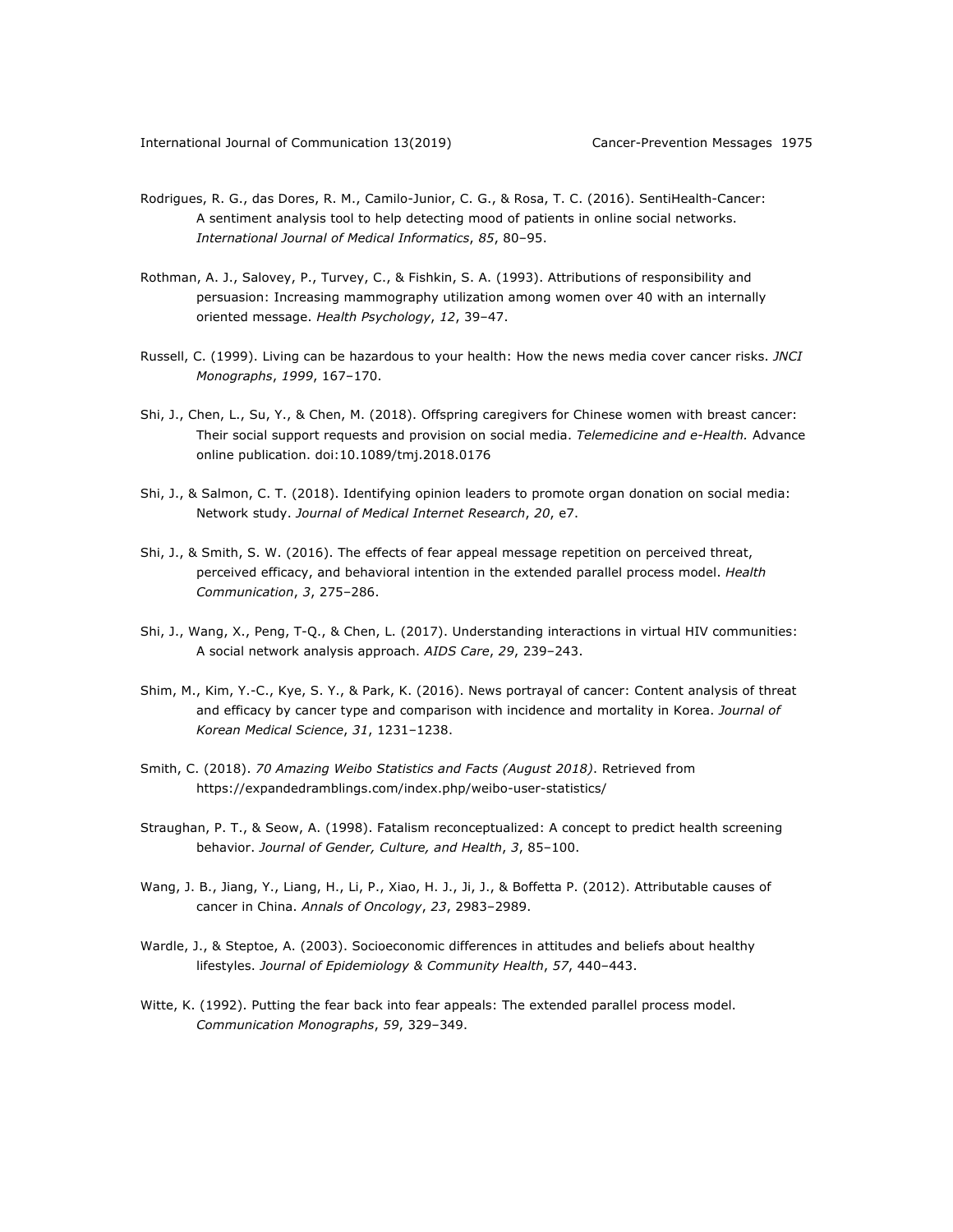Rodrigues, R. G., das Dores, R. M., Camilo-Junior, C. G., & Rosa, T. C. (2016). SentiHealth-Cancer: A sentiment analysis tool to help detecting mood of patients in online social networks. *International Journal of Medical Informatics*, *85*, 80–95.

Rothman, A. J., Salovey, P., Turvey, C., & Fishkin, S. A. (1993). Attributions of responsibility and persuasion: Increasing mammography utilization among women over 40 with an internally oriented message. *Health Psychology*, *12*, 39–47.

Russell, C. (1999). Living can be hazardous to your health: How the news media cover cancer risks. *JNCI Monographs*, *1999*, 167–170.

Shi, J., Chen, L., Su, Y., & Chen, M. (2018). Offspring caregivers for Chinese women with breast cancer: Their social support requests and provision on social media. *Telemedicine and e-Health.* Advance online publication. doi:10.1089/tmj.2018.0176

Shi, J., & Salmon, C. T. (2018). Identifying opinion leaders to promote organ donation on social media: Network study. *Journal of Medical Internet Research*, *20*, e7.

Shi, J., & Smith, S. W. (2016). The effects of fear appeal message repetition on perceived threat, perceived efficacy, and behavioral intention in the extended parallel process model. *Health Communication*, *3*, 275–286.

Shi, J., Wang, X., Peng, T-Q., & Chen, L. (2017). Understanding interactions in virtual HIV communities: A social network analysis approach. *AIDS Care*, *29*, 239–243.

Shim, M., Kim, Y.-C., Kye, S. Y., & Park, K. (2016). News portrayal of cancer: Content analysis of threat and efficacy by cancer type and comparison with incidence and mortality in Korea. *Journal of Korean Medical Science*, *31*, 1231–1238.

Smith, C. (2018). *70 Amazing Weibo Statistics and Facts (August 2018)*. Retrieved from https://expandedramblings.com/index.php/weibo-user-statistics/

Straughan, P. T., & Seow, A. (1998). Fatalism reconceptualized: A concept to predict health screening behavior. *Journal of Gender, Culture, and Health*, *3*, 85–100.

Wang, J. B., Jiang, Y., Liang, H., Li, P., Xiao, H. J., Ji, J., & Boffetta P. (2012). Attributable causes of cancer in China. *Annals of Oncology*, *23*, 2983–2989.

Wardle, J., & Steptoe, A. (2003). Socioeconomic differences in attitudes and beliefs about healthy lifestyles. *Journal of Epidemiology & Community Health*, *57*, 440–443.

Witte, K. (1992). Putting the fear back into fear appeals: The extended parallel process model. *Communication Monographs*, *59*, 329–349.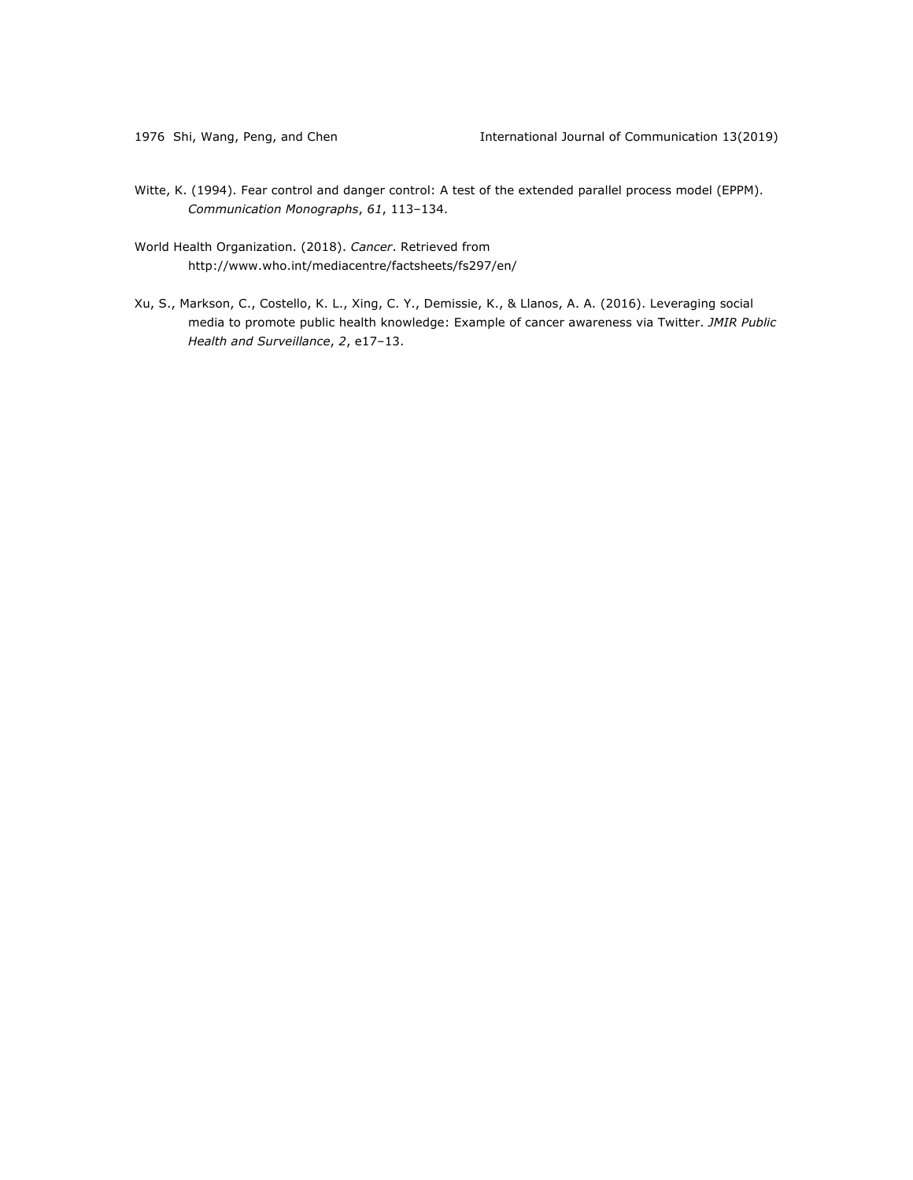Witte, K. (1994). Fear control and danger control: A test of the extended parallel process model (EPPM). *Communication Monographs*, *61*, 113–134.

World Health Organization. (2018). *Cancer*. Retrieved from http://www.who.int/mediacentre/factsheets/fs297/en/

Xu, S., Markson, C., Costello, K. L., Xing, C. Y., Demissie, K., & Llanos, A. A. (2016). Leveraging social media to promote public health knowledge: Example of cancer awareness via Twitter. *JMIR Public Health and Surveillance*, *2*, e17–13.